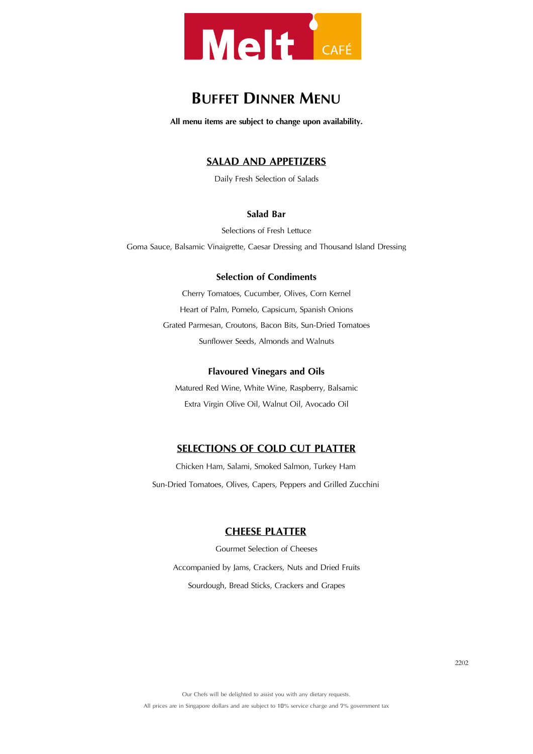# Melt CAFÉ

## BUFFET DINNER MENU

**All menu items are subject to change upon availability.**

### SALAD AND APPETIZERS

Daily Fresh Selection of Salads

**Salad Bar**

Selections of Fresh Lettuce

Goma Sauce, Balsamic Vinaigrette, Caesar Dressing and Thousand Island Dressing

**Selection of Condiments**

Cherry Tomatoes, Cucumber, Olives, Corn Kernel

Heart of Palm, Pomelo, Capsicum, Spanish Onions

Grated Parmesan, Croutons, Bacon Bits, Sun-Dried Tomatoes

Sunflower Seeds, Almonds and Walnuts

**Flavoured Vinegars and Oils**

Matured Red Wine, White Wine, Raspberry, Balsamic

Extra Virgin Olive Oil, Walnut Oil, Avocado Oil

### SELECTIONS OF COLD CUT PLATTER

Chicken Ham, Salami, Smoked Salmon, Turkey Ham

Sun-Dried Tomatoes, Olives, Capers, Peppers and Grilled Zucchini

### CHEESE PLATTER

Gourmet Selection of Cheeses

Accompanied by Jams, Crackers, Nuts and Dried Fruits

Sourdough, Bread Sticks, Crackers and Grapes

2202

Our Chefs will be delighted to assist you with any dietary requests.

All prices are in Singapore dollars and are subject to 10% service charge and 7% government tax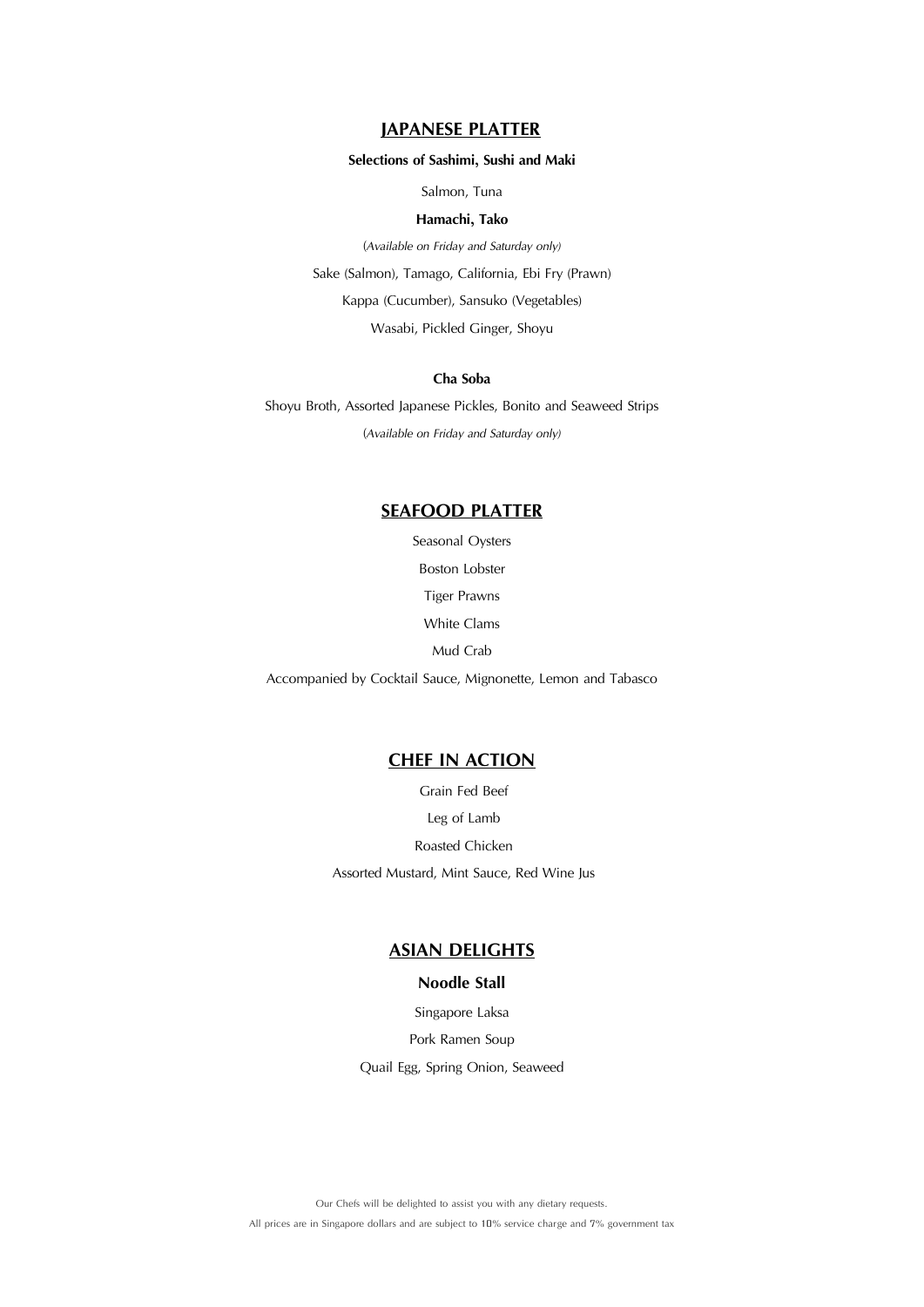## JAPANESE PLATTER

**Selections of Sashimi, Sushi and Maki**

Salmon, Tuna

**Hamachi, Tako**

(*Available on Friday and Saturday only)*

Sake (Salmon), Tamago, California, Ebi Fry (Prawn)

Kappa (Cucumber), Sansuko (Vegetables)

Wasabi, Pickled Ginger, Shoyu

**Cha Soba**

Shoyu Broth, Assorted Japanese Pickles, Bonito and Seaweed Strips

(*Available on Friday and Saturday only)*

## SEAFOOD PLATTER

Seasonal Oysters

Boston Lobster

Tiger Prawns

White Clams

Mud Crab

Accompanied by Cocktail Sauce, Mignonette, Lemon and Tabasco

## CHEF IN ACTION

Grain Fed Beef

Leg of Lamb

Roasted Chicken

Assorted Mustard, Mint Sauce, Red Wine Jus

## ASIAN DELIGHTS

**Noodle Stall**

Singapore Laksa

Pork Ramen Soup

Quail Egg, Spring Onion, Seaweed

Our Chefs will be delighted to assist you with any dietary requests.

All prices are in Singapore dollars and are subject to 10% service charge and 7% government tax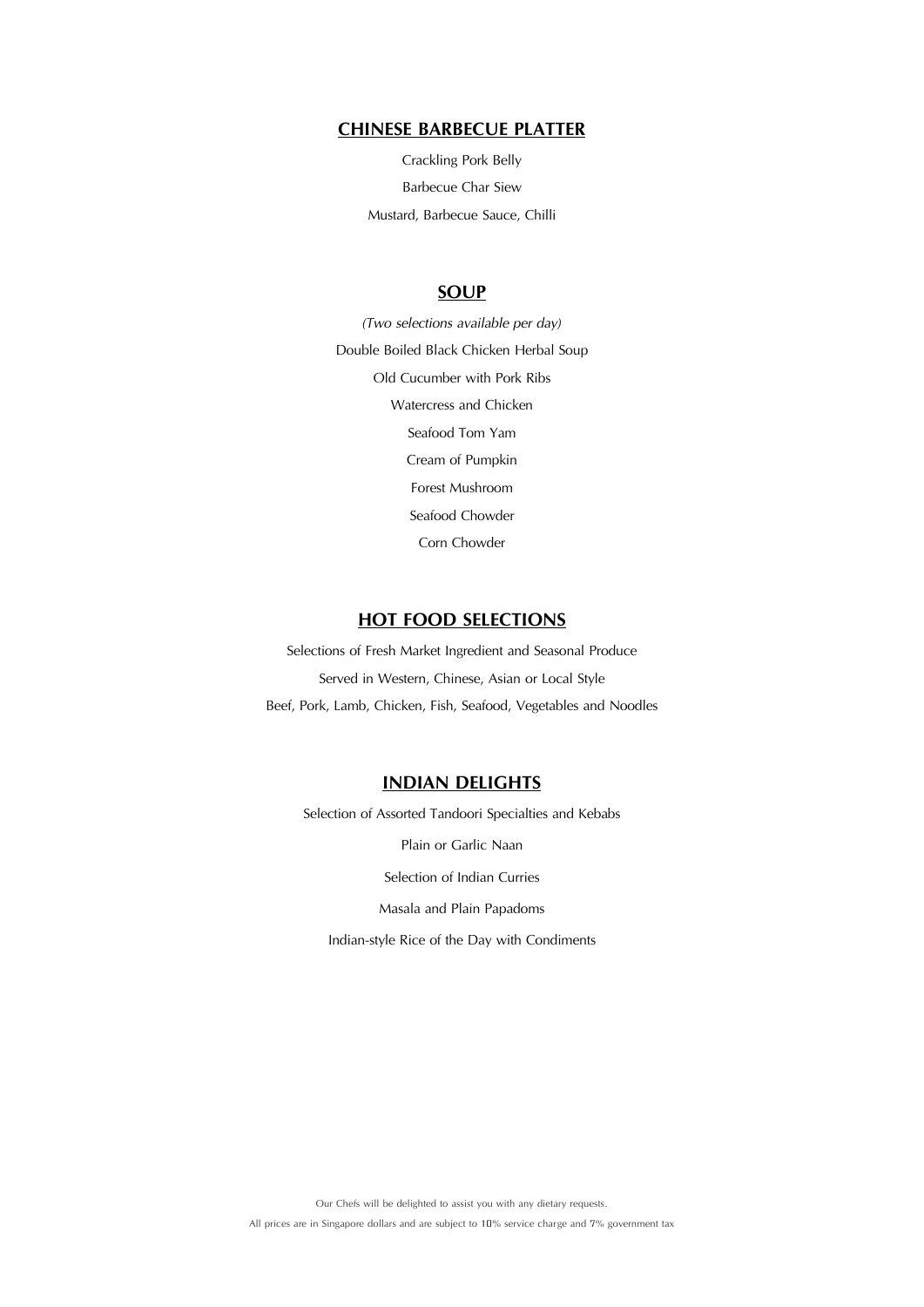## CHINESE BARBECUE PLATTER

Crackling Pork Belly

Barbecue Char Siew

Mustard, Barbecue Sauce, Chilli

## SOUP

*(Two selections available per day)*

Double Boiled Black Chicken Herbal Soup

Old Cucumber with Pork Ribs

Watercress and Chicken

Seafood Tom Yam

Cream of Pumpkin

Forest Mushroom

Seafood Chowder

Corn Chowder

## HOT FOOD SELECTIONS

Selections of Fresh Market Ingredient and Seasonal Produce

Served in Western, Chinese, Asian or Local Style

Beef, Pork, Lamb, Chicken, Fish, Seafood, Vegetables and Noodles

## INDIAN DELIGHTS

Selection of Assorted Tandoori Specialties and Kebabs

Plain or Garlic Naan

Selection of Indian Curries

Masala and Plain Papadoms

Indian-style Rice of the Day with Condiments

Our Chefs will be delighted to assist you with any dietary requests.

All prices are in Singapore dollars and are subject to 10% service charge and 7% government tax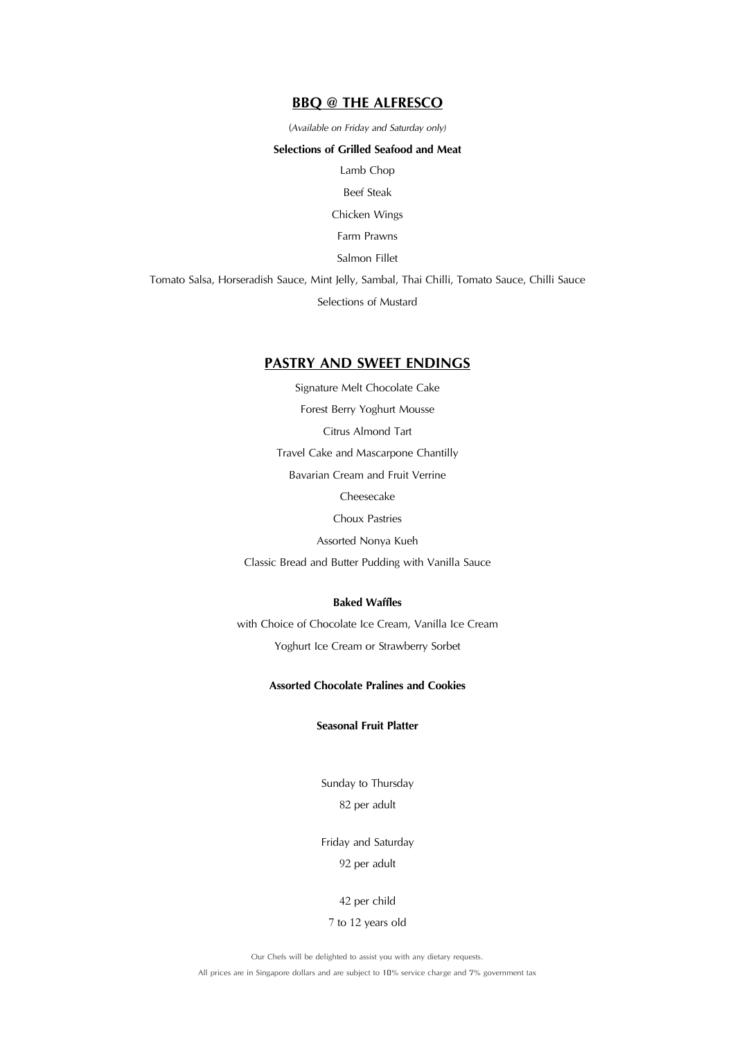## BBQ @ THE ALFRESCO

*(Available on Friday and Saturday only)*

**Selections of Grilled Seafood and Meat**

Lamb Chop

Beef Steak

Chicken Wings

Farm Prawns

Salmon Fillet

Tomato Salsa, Horseradish Sauce, Mint Jelly, Sambal, Thai Chilli, Tomato Sauce, Chilli Sauce

Selections of Mustard

## PASTRY AND SWEET ENDINGS

Signature Melt Chocolate Cake

Forest Berry Yoghurt Mousse

Citrus Almond Tart

Travel Cake and Mascarpone Chantilly

Bavarian Cream and Fruit Verrine

Cheesecake

Choux Pastries

Assorted Nonya Kueh

Classic Bread and Butter Pudding with Vanilla Sauce

**Baked Waffles**

with Choice of Chocolate Ice Cream, Vanilla Ice Cream

Yoghurt Ice Cream or Strawberry Sorbet

**Assorted Chocolate Pralines and Cookies**

**Seasonal Fruit Platter**

Sunday to Thursday

82 per adult

Friday and Saturday

92 per adult

42 per child

7 to 12 years old

Our Chefs will be delighted to assist you with any dietary requests.

All prices are in Singapore dollars and are subject to 10% service charge and 7% government tax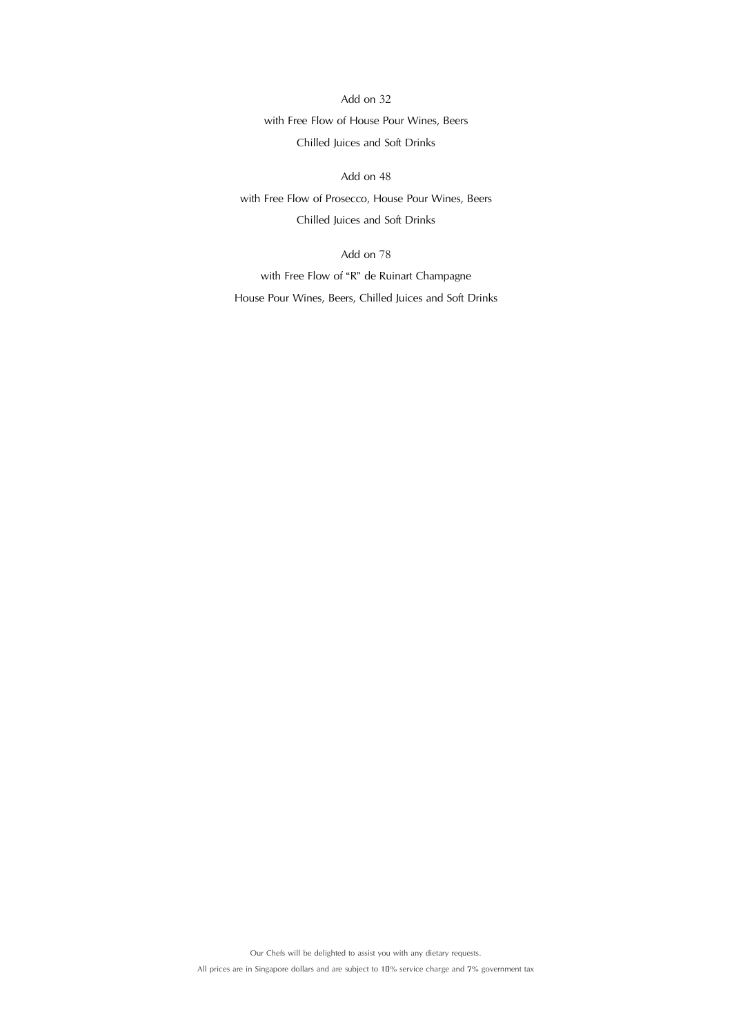Add on 32

with Free Flow of House Pour Wines, Beers

Chilled Juices and Soft Drinks

Add on 48

with Free Flow of Prosecco, House Pour Wines, Beers

Chilled Juices and Soft Drinks

Add on 78

with Free Flow of "R" de Ruinart Champagne

House Pour Wines, Beers, Chilled Juices and Soft Drinks

Our Chefs will be delighted to assist you with any dietary requests.

All prices are in Singapore dollars and are subject to 10% service charge and 7% government tax